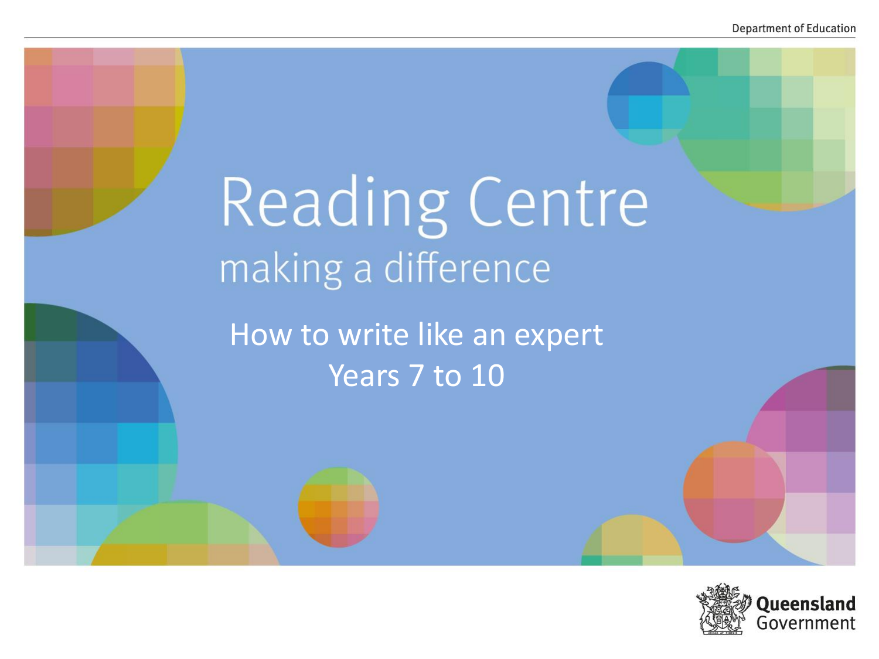Department of Education

# Reading Centre

## making a difference

How to write like an expert

Years 7 to 10

Queensland Government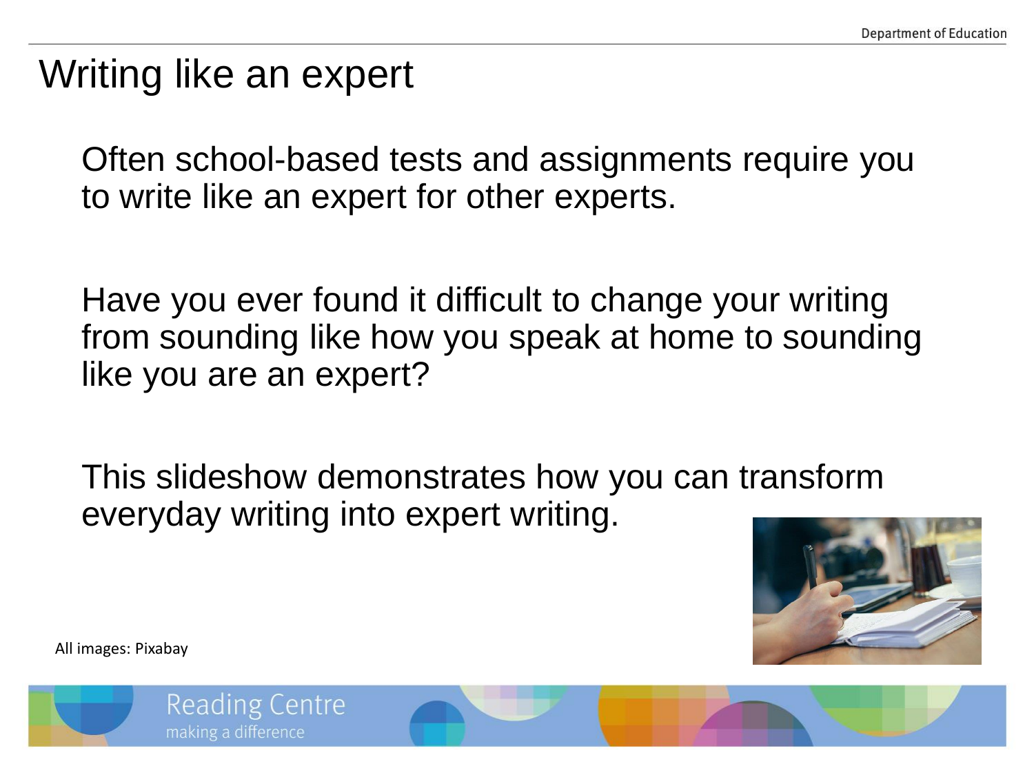# Writing like an expert

Often school-based tests and assignments require you to write like an expert for other experts.

Have you ever found it difficult to change your writing from sounding like how you speak at home to sounding like you are an expert?

This slideshow demonstrates how you can transform everyday writing into expert writing.

All images: Pixabay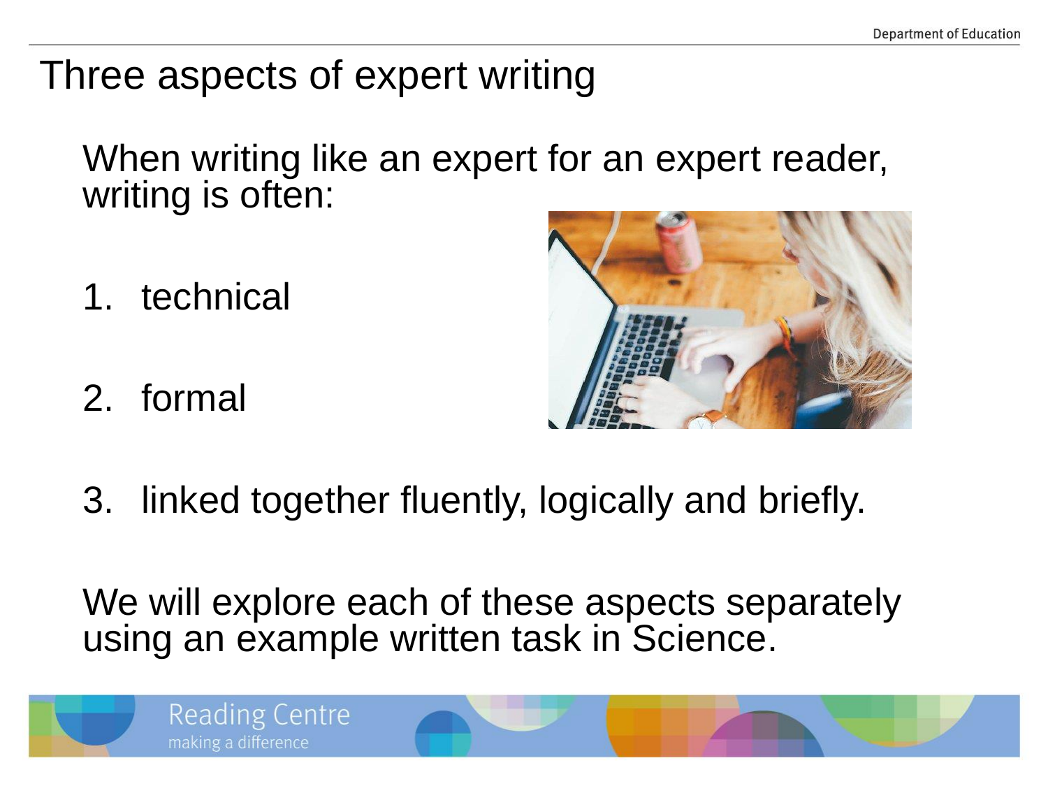# Three aspects of expert writing

When writing like an expert for an expert reader, writing is often:

1. technical
2. formal
3. linked together fluently, logically and briefly.

We will explore each of these aspects separately using an example written task in Science.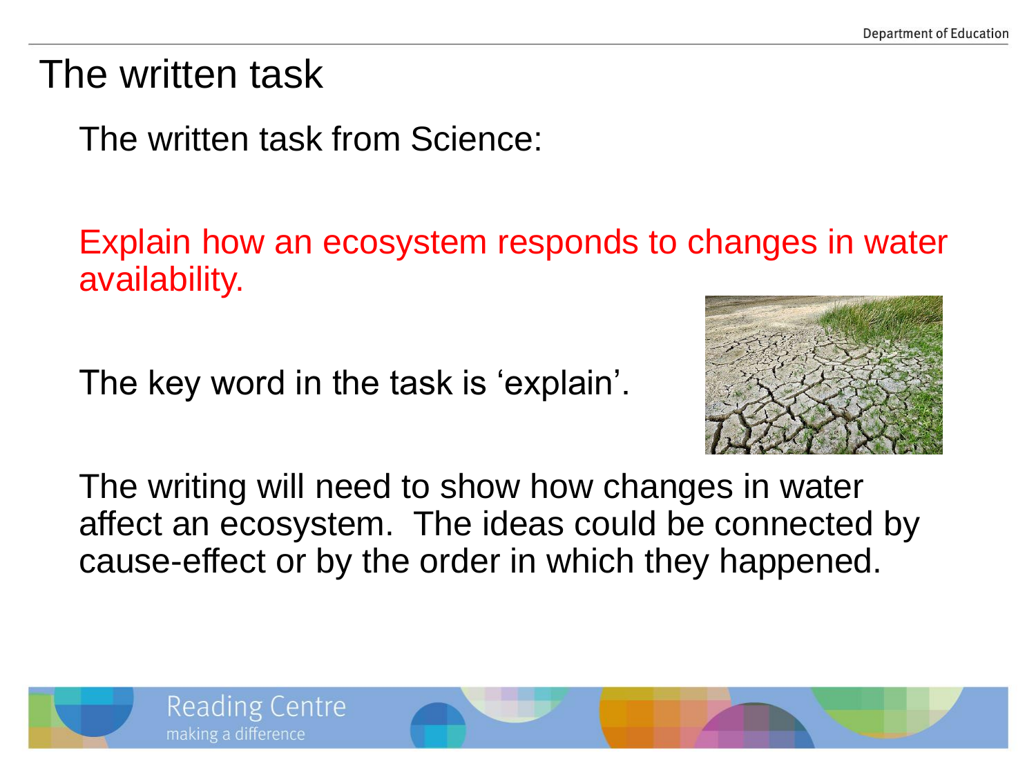# The written task

The written task from Science:

Explain how an ecosystem responds to changes in water availability.

The key word in the task is 'explain'.

The writing will need to show how changes in water affect an ecosystem. The ideas could be connected by cause-effect or by the order in which they happened.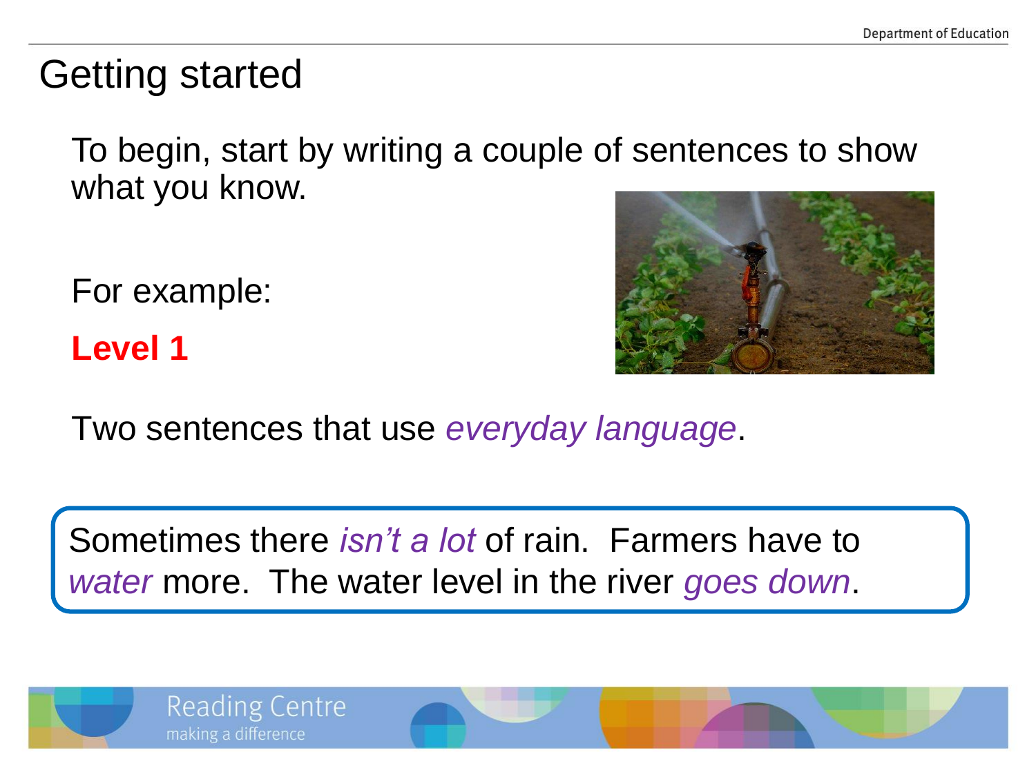# Getting started

To begin, start by writing a couple of sentences to show what you know.

For example:

**Level 1**

Two sentences that use *everyday language*.

Sometimes there *isn't a lot* of rain. Farmers have to *water* more. The water level in the river *goes down*.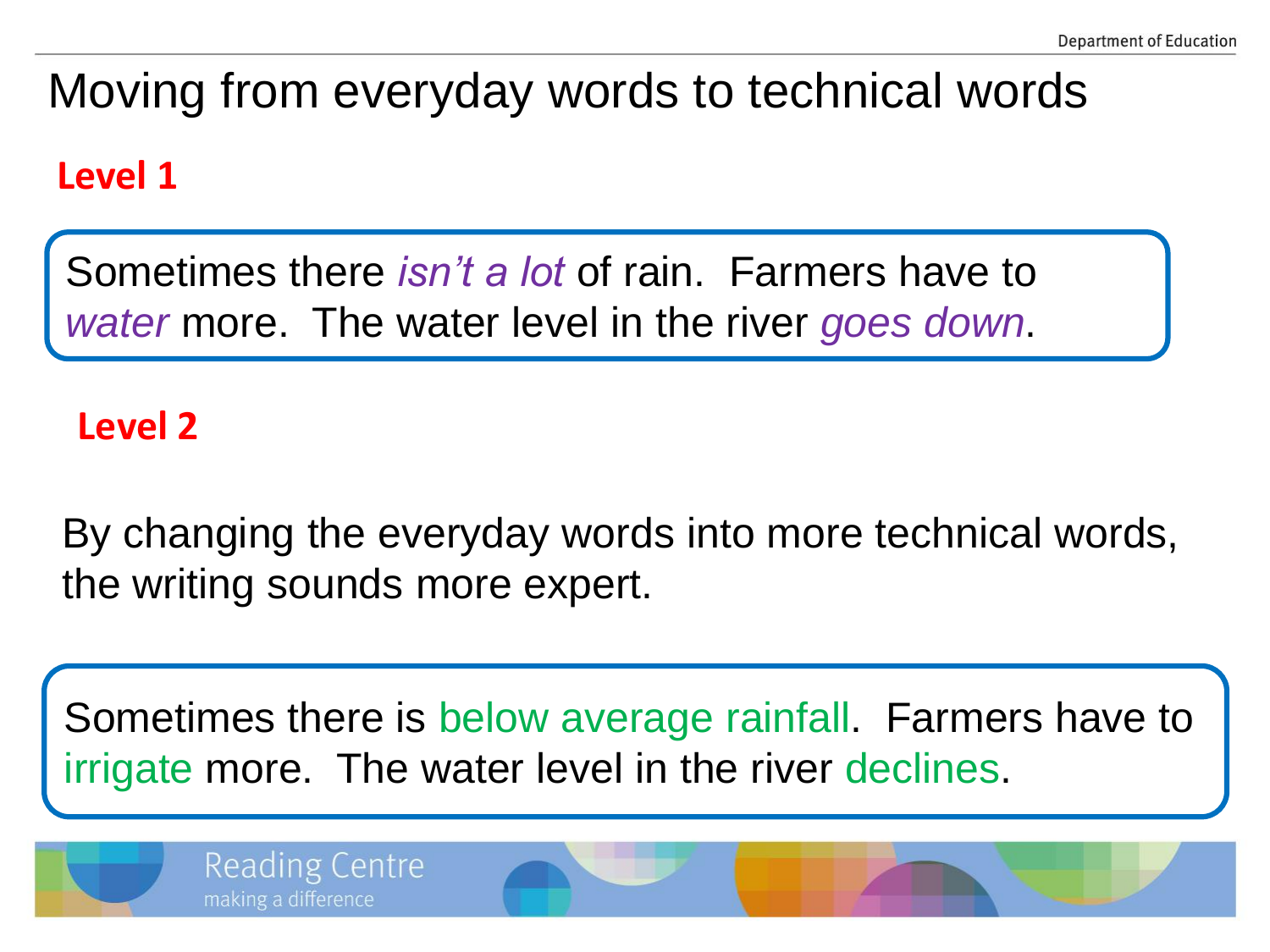# Moving from everyday words to technical words

**Level 1**

Sometimes there *isn't a lot* of rain. Farmers have to *water* more. The water level in the river *goes down*.

**Level 2**

By changing the everyday words into more technical words, the writing sounds more expert.

Sometimes there is below average rainfall. Farmers have to irrigate more. The water level in the river declines.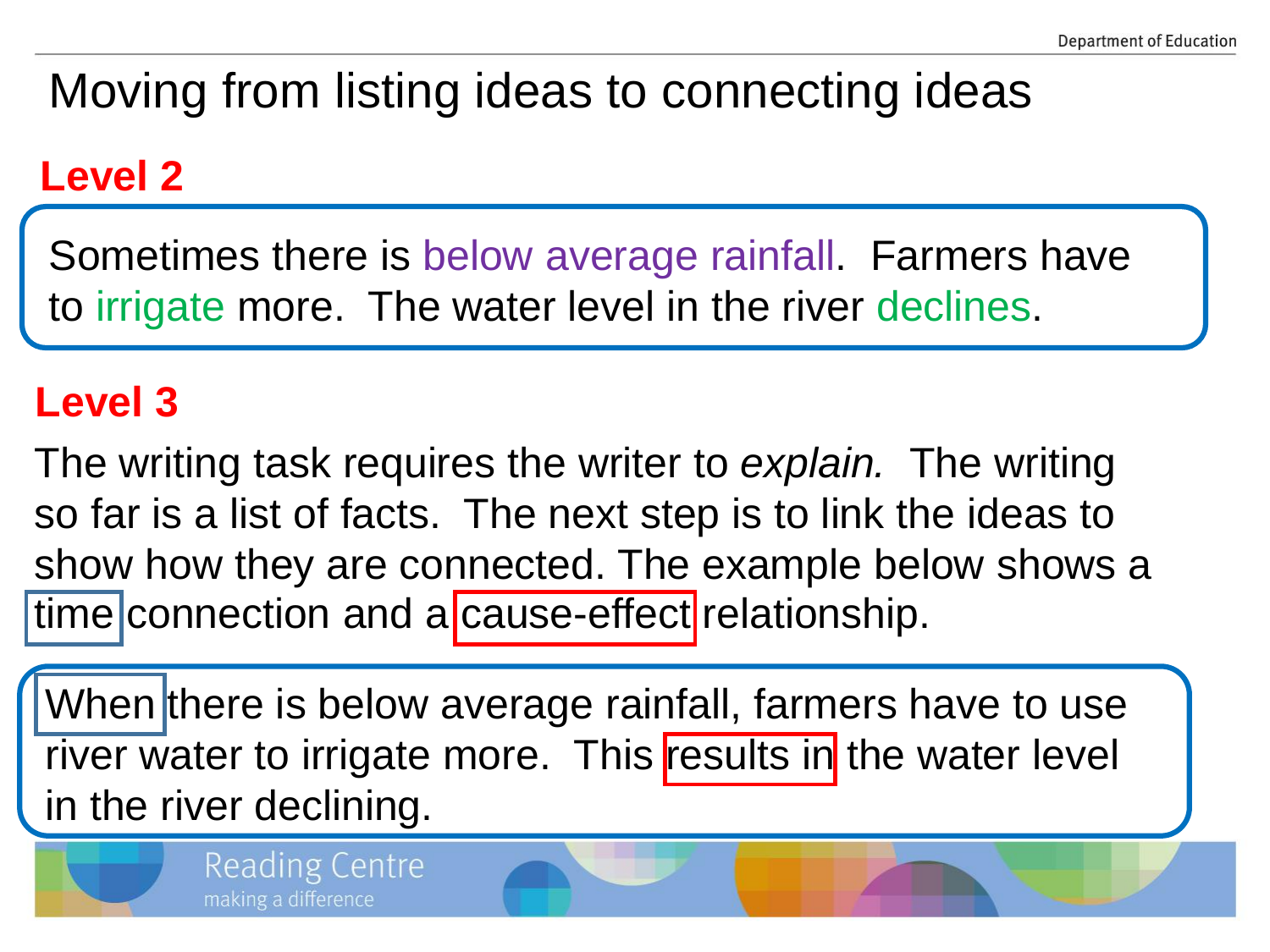# Moving from listing ideas to connecting ideas

## Level 2

Sometimes there is below average rainfall. Farmers have to irrigate more. The water level in the river declines.

## Level 3

The writing task requires the writer to *explain.* The writing so far is a list of facts. The next step is to link the ideas to show how they are connected. The example below shows a time connection and a cause-effect relationship.

When there is below average rainfall, farmers have to use river water to irrigate more. This results in the water level in the river declining.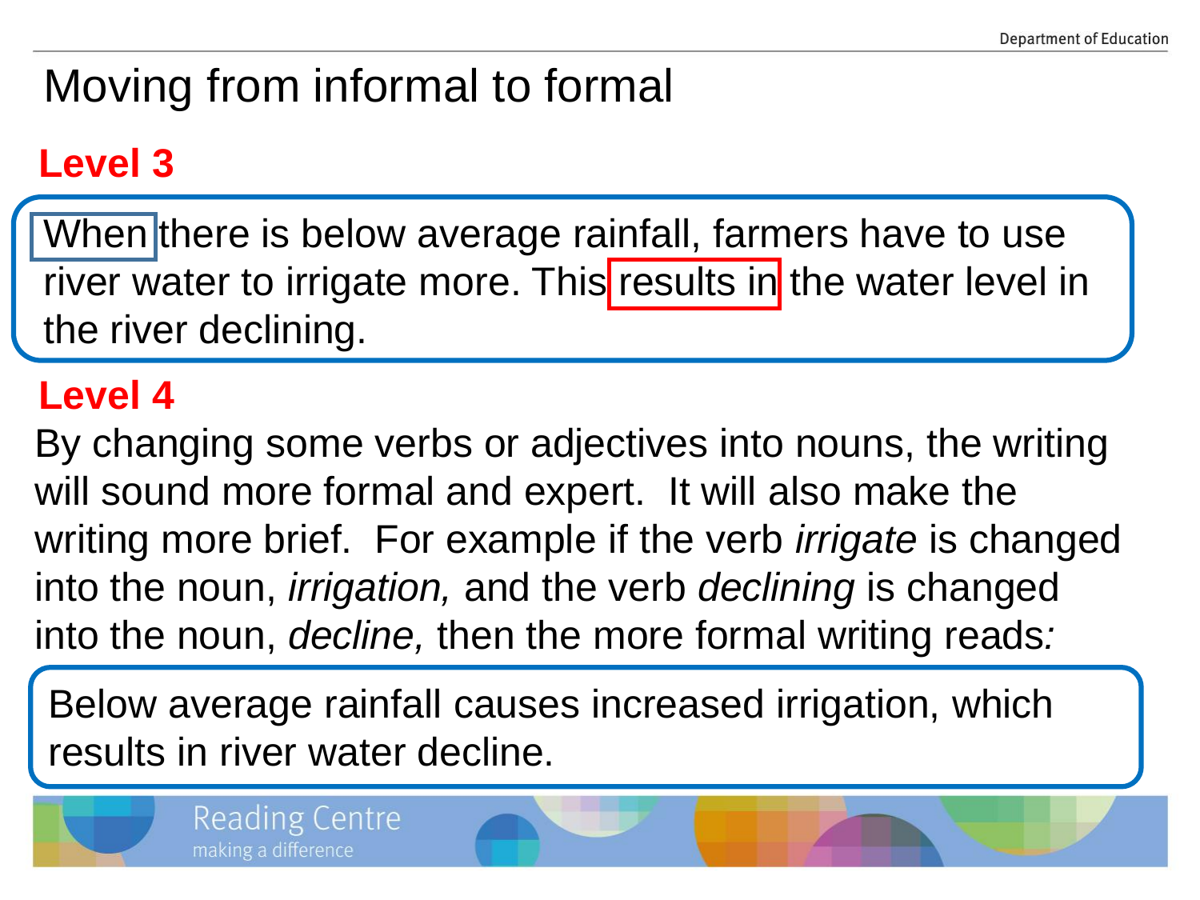# Moving from informal to formal

## Level 3

When there is below average rainfall, farmers have to use river water to irrigate more. This results in the water level in the river declining.

## Level 4

By changing some verbs or adjectives into nouns, the writing will sound more formal and expert. It will also make the writing more brief. For example if the verb *irrigate* is changed into the noun, *irrigation,* and the verb *declining* is changed into the noun, *decline,* then the more formal writing reads*:*

Below average rainfall causes increased irrigation, which results in river water decline.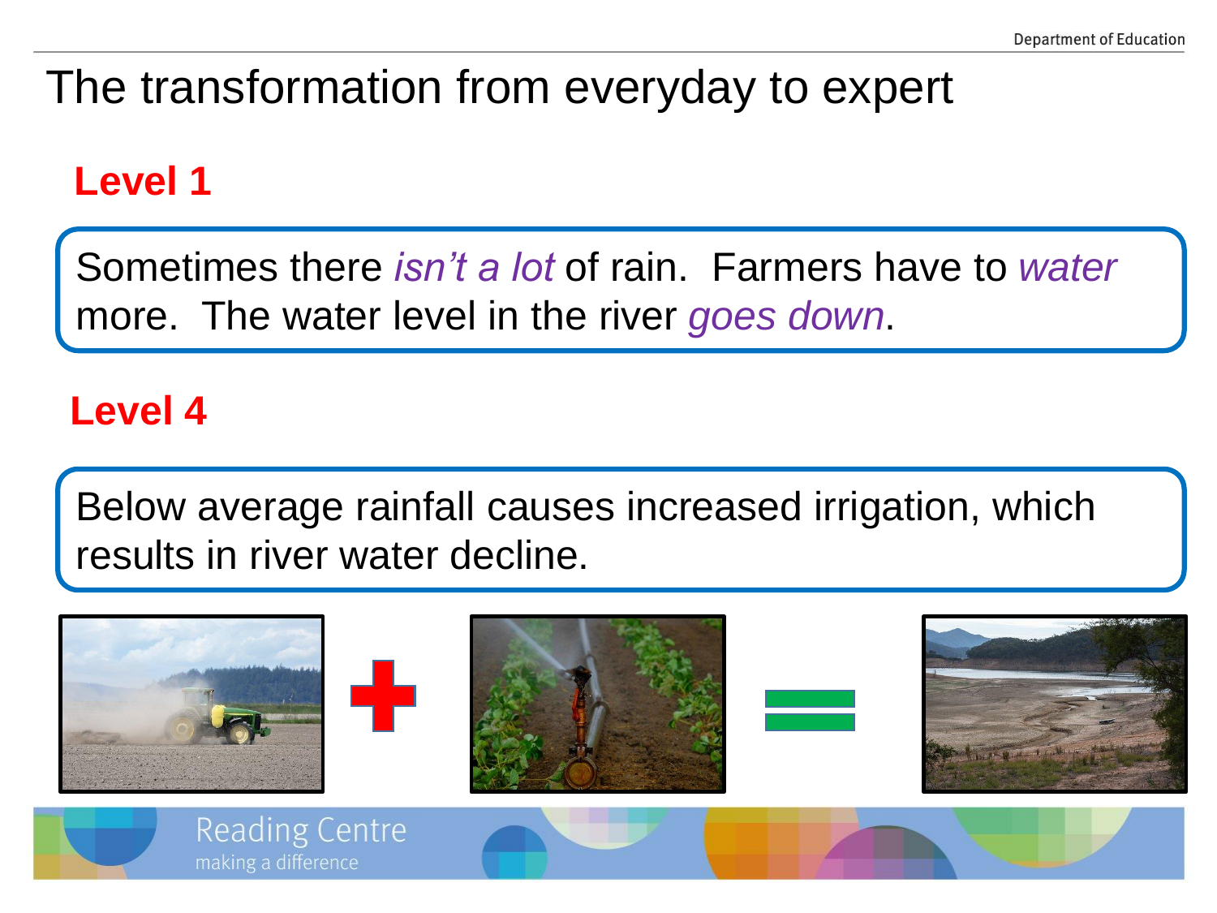# The transformation from everyday to expert

**Level 1**

Sometimes there *isn't a lot* of rain. Farmers have to *water* more. The water level in the river *goes down*.

**Level 4**

Below average rainfall causes increased irrigation, which results in river water decline.